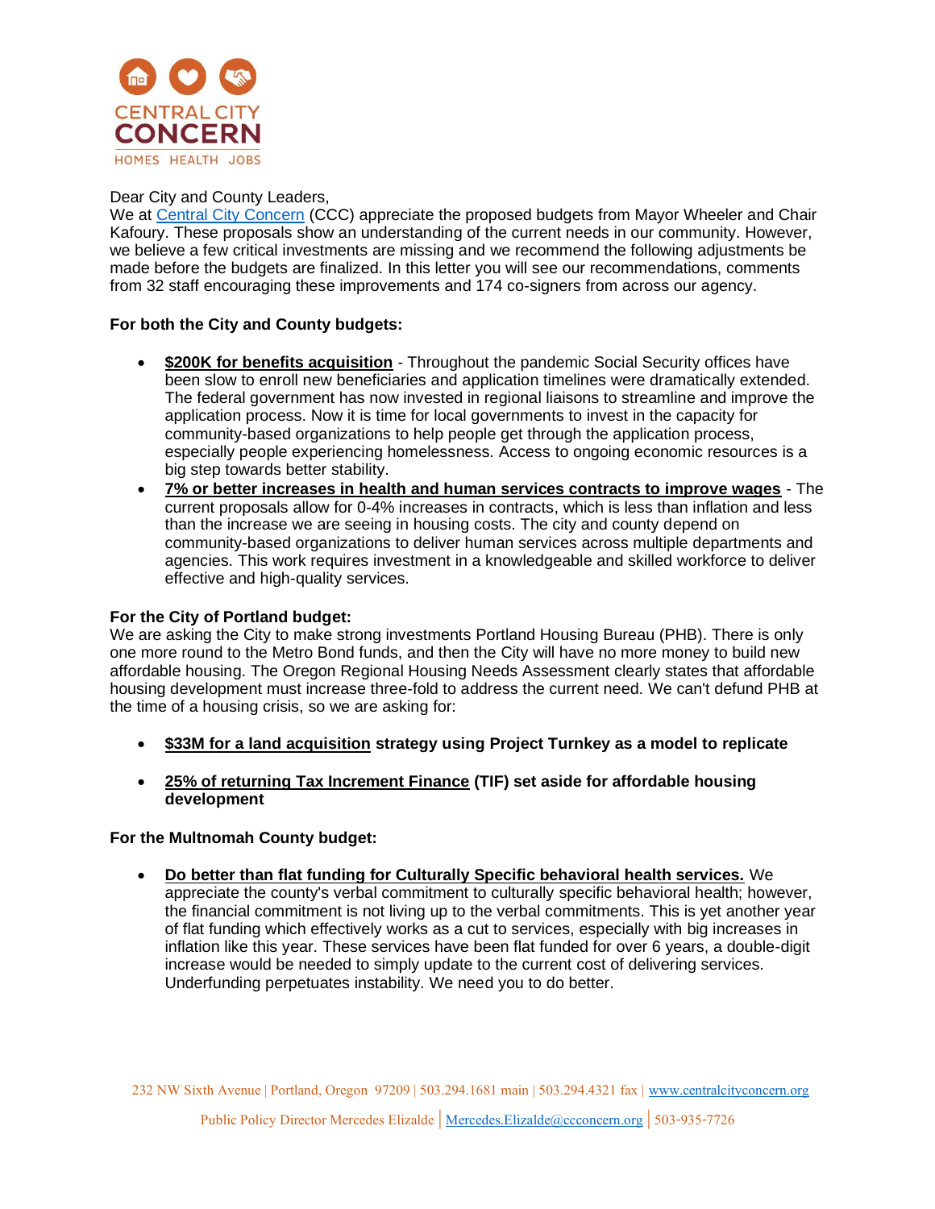CENTRAL CITY CONCERN

HOMES HEALTH JOBS

Dear City and County Leaders,

We at Central City Concern (CCC) appreciate the proposed budgets from Mayor Wheeler and Chair Kafoury. These proposals show an understanding of the current needs in our community. However, we believe a few critical investments are missing and we recommend the following adjustments be made before the budgets are finalized. In this letter you will see our recommendations, comments from 32 staff encouraging these improvements and 174 co-signers from across our agency.

**For both the City and County budgets:**

- **$200K for benefits acquisition** - Throughout the pandemic Social Security offices have been slow to enroll new beneficiaries and application timelines were dramatically extended. The federal government has now invested in regional liaisons to streamline and improve the application process. Now it is time for local governments to invest in the capacity for community-based organizations to help people get through the application process, especially people experiencing homelessness. Access to ongoing economic resources is a big step towards better stability.
- **7% or better increases in health and human services contracts to improve wages** - The current proposals allow for 0-4% increases in contracts, which is less than inflation and less than the increase we are seeing in housing costs. The city and county depend on community-based organizations to deliver human services across multiple departments and agencies. This work requires investment in a knowledgeable and skilled workforce to deliver effective and high-quality services.

**For the City of Portland budget:**

We are asking the City to make strong investments Portland Housing Bureau (PHB). There is only one more round to the Metro Bond funds, and then the City will have no more money to build new affordable housing. The Oregon Regional Housing Needs Assessment clearly states that affordable housing development must increase three-fold to address the current need. We can't defund PHB at the time of a housing crisis, so we are asking for:

- **$33M for a land acquisition strategy using Project Turnkey as a model to replicate**
- **25% of returning Tax Increment Finance (TIF) set aside for affordable housing development**

**For the Multnomah County budget:**

- **Do better than flat funding for Culturally Specific behavioral health services.** We appreciate the county's verbal commitment to culturally specific behavioral health; however, the financial commitment is not living up to the verbal commitments. This is yet another year of flat funding which effectively works as a cut to services, especially with big increases in inflation like this year. These services have been flat funded for over 6 years, a double-digit increase would be needed to simply update to the current cost of delivering services. Underfunding perpetuates instability. We need you to do better.

232 NW Sixth Avenue | Portland, Oregon 97209 | 503.294.1681 main | 503.294.4321 fax | www.centralcityconcern.org

Public Policy Director Mercedes Elizalde | Mercedes.Elizalde@ccconcern.org | 503-935-7726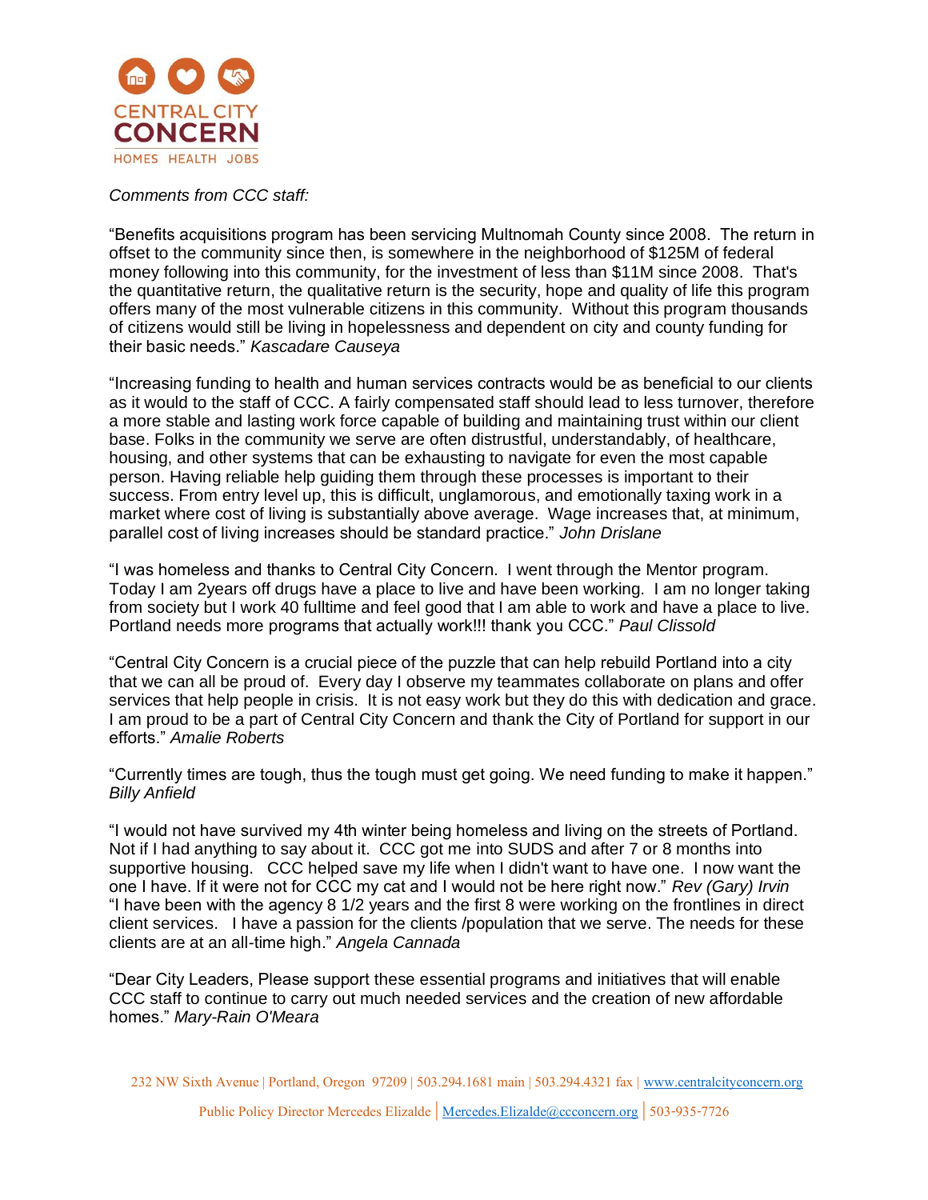CENTRAL CITY CONCERN
HOMES HEALTH JOBS

*Comments from CCC staff:*

"Benefits acquisitions program has been servicing Multnomah County since 2008. The return in offset to the community since then, is somewhere in the neighborhood of $125M of federal money following into this community, for the investment of less than $11M since 2008. That's the quantitative return, the qualitative return is the security, hope and quality of life this program offers many of the most vulnerable citizens in this community. Without this program thousands of citizens would still be living in hopelessness and dependent on city and county funding for their basic needs." *Kascadare Causeya*

"Increasing funding to health and human services contracts would be as beneficial to our clients as it would to the staff of CCC. A fairly compensated staff should lead to less turnover, therefore a more stable and lasting work force capable of building and maintaining trust within our client base. Folks in the community we serve are often distrustful, understandably, of healthcare, housing, and other systems that can be exhausting to navigate for even the most capable person. Having reliable help guiding them through these processes is important to their success. From entry level up, this is difficult, unglamorous, and emotionally taxing work in a market where cost of living is substantially above average. Wage increases that, at minimum, parallel cost of living increases should be standard practice." *John Drislane*

"I was homeless and thanks to Central City Concern. I went through the Mentor program. Today I am 2years off drugs have a place to live and have been working. I am no longer taking from society but I work 40 fulltime and feel good that I am able to work and have a place to live. Portland needs more programs that actually work!!! thank you CCC." *Paul Clissold*

"Central City Concern is a crucial piece of the puzzle that can help rebuild Portland into a city that we can all be proud of. Every day I observe my teammates collaborate on plans and offer services that help people in crisis. It is not easy work but they do this with dedication and grace. I am proud to be a part of Central City Concern and thank the City of Portland for support in our efforts." *Amalie Roberts*

"Currently times are tough, thus the tough must get going. We need funding to make it happen." *Billy Anfield*

"I would not have survived my 4th winter being homeless and living on the streets of Portland. Not if I had anything to say about it. CCC got me into SUDS and after 7 or 8 months into supportive housing. CCC helped save my life when I didn't want to have one. I now want the one I have. If it were not for CCC my cat and I would not be here right now." *Rev (Gary) Irvin*

"I have been with the agency 8 1/2 years and the first 8 were working on the frontlines in direct client services. I have a passion for the clients /population that we serve. The needs for these clients are at an all-time high." *Angela Cannada*

"Dear City Leaders, Please support these essential programs and initiatives that will enable CCC staff to continue to carry out much needed services and the creation of new affordable homes." *Mary-Rain O'Meara*

232 NW Sixth Avenue | Portland, Oregon 97209 | 503.294.1681 main | 503.294.4321 fax | www.centralcityconcern.org

Public Policy Director Mercedes Elizalde | Mercedes.Elizalde@ccconcern.org | 503-935-7726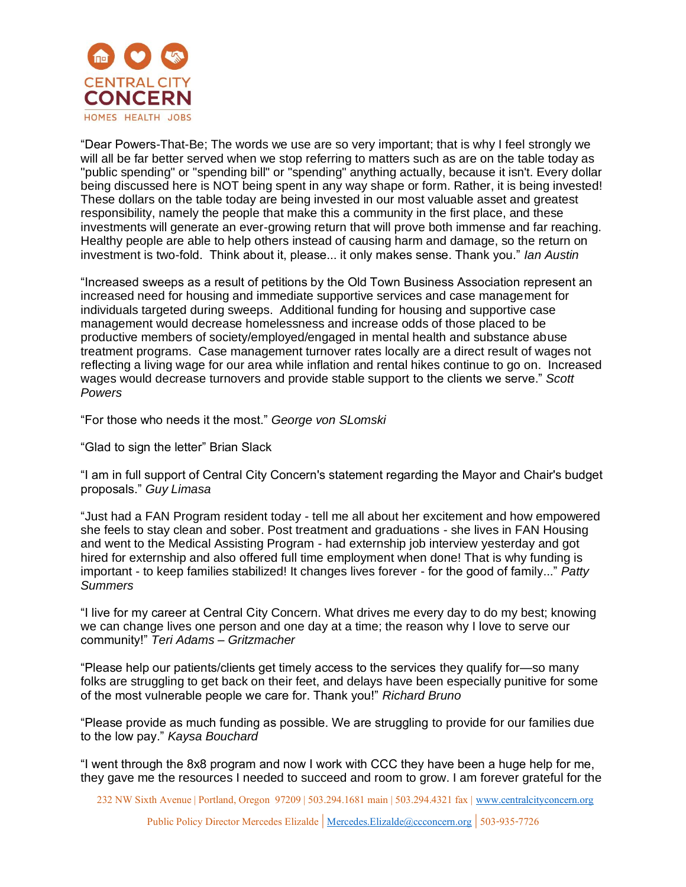"Dear Powers-That-Be; The words we use are so very important; that is why I feel strongly we will all be far better served when we stop referring to matters such as are on the table today as "public spending" or "spending bill" or "spending" anything actually, because it isn't. Every dollar being discussed here is NOT being spent in any way shape or form. Rather, it is being invested! These dollars on the table today are being invested in our most valuable asset and greatest responsibility, namely the people that make this a community in the first place, and these investments will generate an ever-growing return that will prove both immense and far reaching. Healthy people are able to help others instead of causing harm and damage, so the return on investment is two-fold. Think about it, please... it only makes sense. Thank you." *Ian Austin*

"Increased sweeps as a result of petitions by the Old Town Business Association represent an increased need for housing and immediate supportive services and case management for individuals targeted during sweeps. Additional funding for housing and supportive case management would decrease homelessness and increase odds of those placed to be productive members of society/employed/engaged in mental health and substance abuse treatment programs. Case management turnover rates locally are a direct result of wages not reflecting a living wage for our area while inflation and rental hikes continue to go on. Increased wages would decrease turnovers and provide stable support to the clients we serve." *Scott Powers*

"For those who needs it the most." *George von SLomski*

"Glad to sign the letter" Brian Slack

"I am in full support of Central City Concern's statement regarding the Mayor and Chair's budget proposals." *Guy Limasa*

"Just had a FAN Program resident today - tell me all about her excitement and how empowered she feels to stay clean and sober. Post treatment and graduations - she lives in FAN Housing and went to the Medical Assisting Program - had externship job interview yesterday and got hired for externship and also offered full time employment when done! That is why funding is important - to keep families stabilized! It changes lives forever - for the good of family..." *Patty Summers*

"I live for my career at Central City Concern. What drives me every day to do my best; knowing we can change lives one person and one day at a time; the reason why I love to serve our community!" *Teri Adams – Gritzmacher*

"Please help our patients/clients get timely access to the services they qualify for—so many folks are struggling to get back on their feet, and delays have been especially punitive for some of the most vulnerable people we care for. Thank you!" *Richard Bruno*

"Please provide as much funding as possible. We are struggling to provide for our families due to the low pay." *Kaysa Bouchard*

"I went through the 8x8 program and now I work with CCC they have been a huge help for me, they gave me the resources I needed to succeed and room to grow. I am forever grateful for the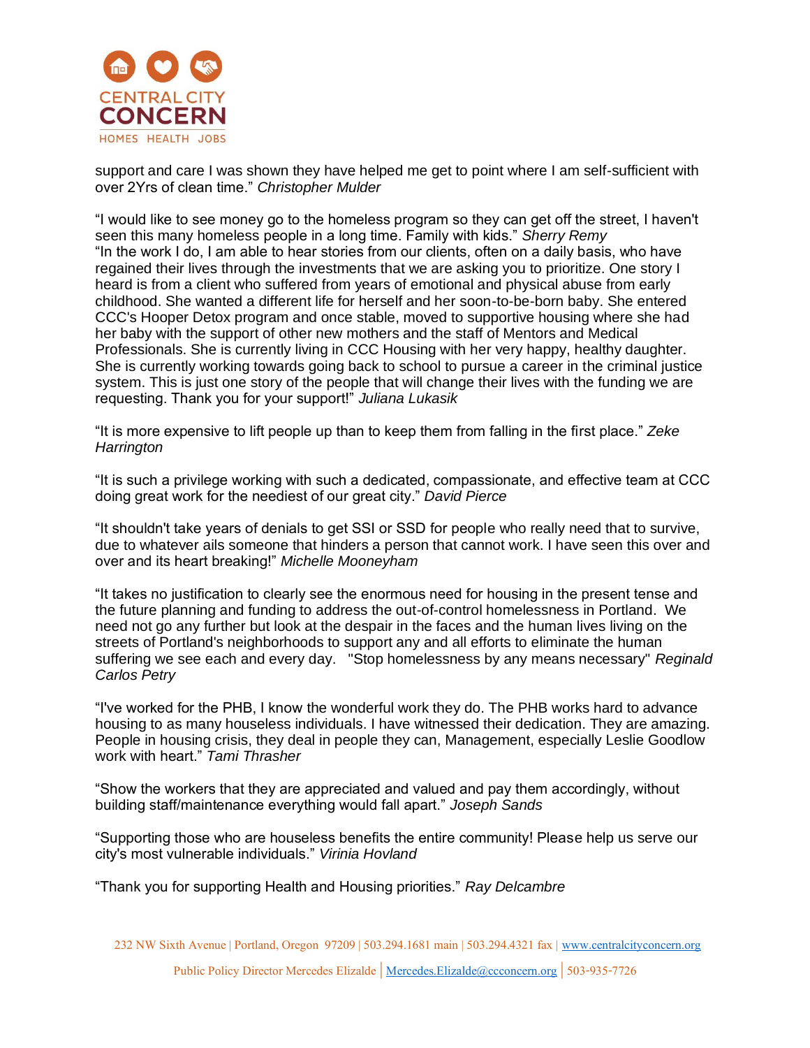support and care I was shown they have helped me get to point where I am self-sufficient with over 2Yrs of clean time." *Christopher Mulder*

"I would like to see money go to the homeless program so they can get off the street, I haven't seen this many homeless people in a long time. Family with kids." *Sherry Remy*

"In the work I do, I am able to hear stories from our clients, often on a daily basis, who have regained their lives through the investments that we are asking you to prioritize. One story I heard is from a client who suffered from years of emotional and physical abuse from early childhood. She wanted a different life for herself and her soon-to-be-born baby. She entered CCC's Hooper Detox program and once stable, moved to supportive housing where she had her baby with the support of other new mothers and the staff of Mentors and Medical Professionals. She is currently living in CCC Housing with her very happy, healthy daughter. She is currently working towards going back to school to pursue a career in the criminal justice system. This is just one story of the people that will change their lives with the funding we are requesting. Thank you for your support!" *Juliana Lukasik*

"It is more expensive to lift people up than to keep them from falling in the first place." *Zeke Harrington*

"It is such a privilege working with such a dedicated, compassionate, and effective team at CCC doing great work for the neediest of our great city." *David Pierce*

"It shouldn't take years of denials to get SSI or SSD for people who really need that to survive, due to whatever ails someone that hinders a person that cannot work. I have seen this over and over and its heart breaking!" *Michelle Mooneyham*

"It takes no justification to clearly see the enormous need for housing in the present tense and the future planning and funding to address the out-of-control homelessness in Portland. We need not go any further but look at the despair in the faces and the human lives living on the streets of Portland's neighborhoods to support any and all efforts to eliminate the human suffering we see each and every day. "Stop homelessness by any means necessary" *Reginald Carlos Petry*

"I've worked for the PHB, I know the wonderful work they do. The PHB works hard to advance housing to as many houseless individuals. I have witnessed their dedication. They are amazing. People in housing crisis, they deal in people they can, Management, especially Leslie Goodlow work with heart." *Tami Thrasher*

"Show the workers that they are appreciated and valued and pay them accordingly, without building staff/maintenance everything would fall apart." *Joseph Sands*

"Supporting those who are houseless benefits the entire community! Please help us serve our city's most vulnerable individuals." *Virinia Hovland*

"Thank you for supporting Health and Housing priorities." *Ray Delcambre*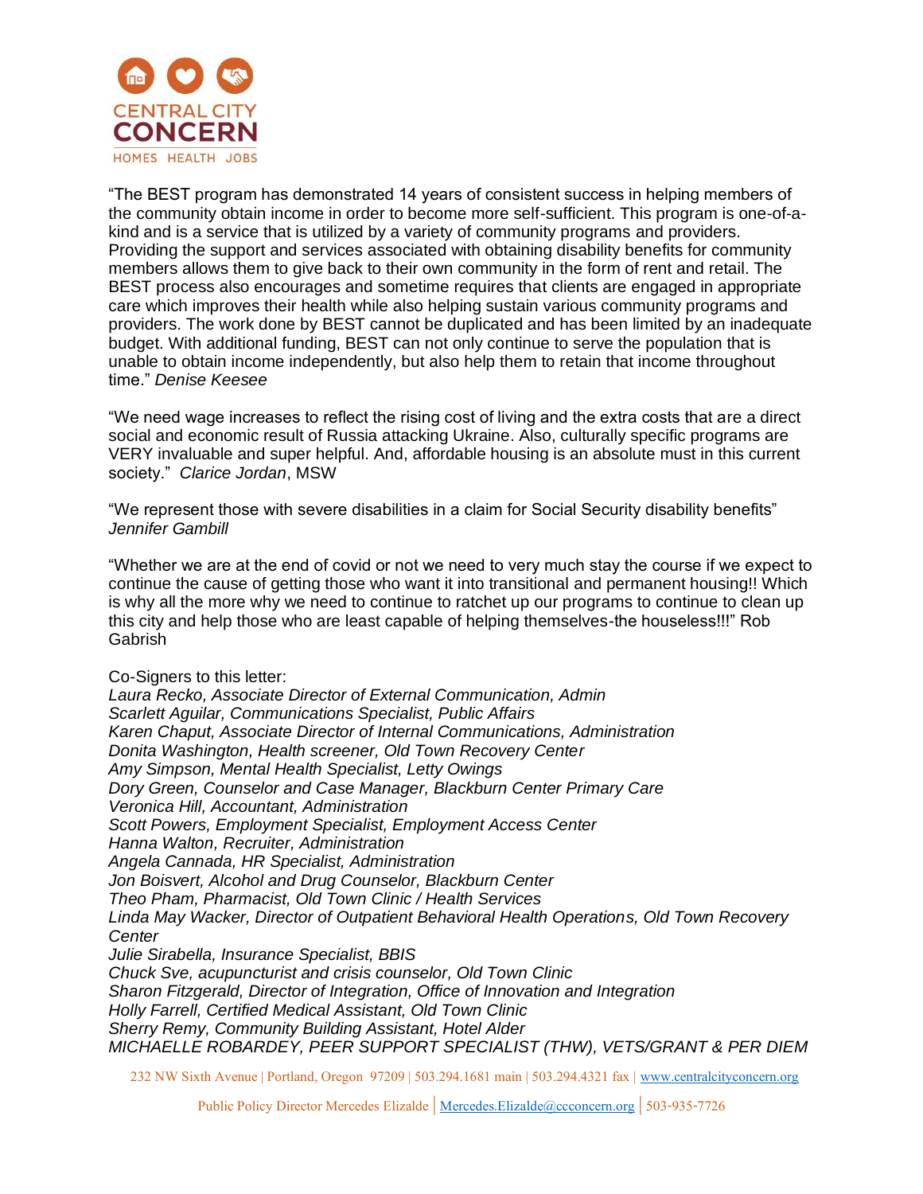"The BEST program has demonstrated 14 years of consistent success in helping members of the community obtain income in order to become more self-sufficient. This program is one-of-a-kind and is a service that is utilized by a variety of community programs and providers. Providing the support and services associated with obtaining disability benefits for community members allows them to give back to their own community in the form of rent and retail. The BEST process also encourages and sometime requires that clients are engaged in appropriate care which improves their health while also helping sustain various community programs and providers. The work done by BEST cannot be duplicated and has been limited by an inadequate budget. With additional funding, BEST can not only continue to serve the population that is unable to obtain income independently, but also help them to retain that income throughout time." *Denise Keesee*

"We need wage increases to reflect the rising cost of living and the extra costs that are a direct social and economic result of Russia attacking Ukraine. Also, culturally specific programs are VERY invaluable and super helpful. And, affordable housing is an absolute must in this current society." *Clarice Jordan*, MSW

"We represent those with severe disabilities in a claim for Social Security disability benefits" *Jennifer Gambill*

"Whether we are at the end of covid or not we need to very much stay the course if we expect to continue the cause of getting those who want it into transitional and permanent housing!! Which is why all the more why we need to continue to ratchet up our programs to continue to clean up this city and help those who are least capable of helping themselves-the houseless!!!" Rob Gabrish

Co-Signers to this letter:

*Laura Recko, Associate Director of External Communication, Admin*
*Scarlett Aguilar, Communications Specialist, Public Affairs*
*Karen Chaput, Associate Director of Internal Communications, Administration*
*Donita Washington, Health screener, Old Town Recovery Center*
*Amy Simpson, Mental Health Specialist, Letty Owings*
*Dory Green, Counselor and Case Manager, Blackburn Center Primary Care*
*Veronica Hill, Accountant, Administration*
*Scott Powers, Employment Specialist, Employment Access Center*
*Hanna Walton, Recruiter, Administration*
*Angela Cannada, HR Specialist, Administration*
*Jon Boisvert, Alcohol and Drug Counselor, Blackburn Center*
*Theo Pham, Pharmacist, Old Town Clinic / Health Services*
*Linda May Wacker, Director of Outpatient Behavioral Health Operations, Old Town Recovery Center*
*Julie Sirabella, Insurance Specialist, BBIS*
*Chuck Sve, acupuncturist and crisis counselor, Old Town Clinic*
*Sharon Fitzgerald, Director of Integration, Office of Innovation and Integration*
*Holly Farrell, Certified Medical Assistant, Old Town Clinic*
*Sherry Remy, Community Building Assistant, Hotel Alder*
*MICHAELLE ROBARDEY, PEER SUPPORT SPECIALIST (THW), VETS/GRANT & PER DIEM*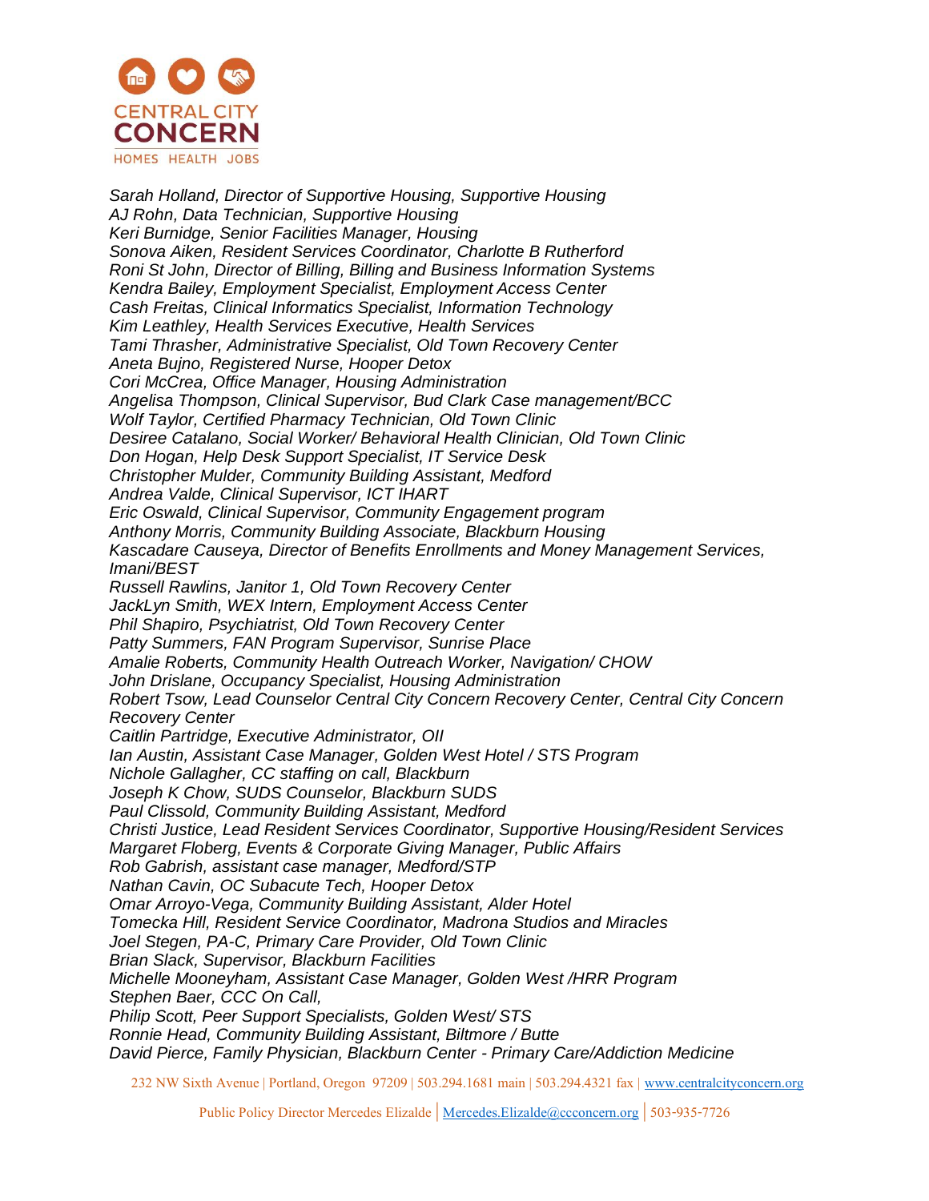CENTRAL CITY CONCERN

HOMES HEALTH JOBS

*Sarah Holland, Director of Supportive Housing, Supportive Housing*
*AJ Rohn, Data Technician, Supportive Housing*
*Keri Burnidge, Senior Facilities Manager, Housing*
*Sonova Aiken, Resident Services Coordinator, Charlotte B Rutherford*
*Roni St John, Director of Billing, Billing and Business Information Systems*
*Kendra Bailey, Employment Specialist, Employment Access Center*
*Cash Freitas, Clinical Informatics Specialist, Information Technology*
*Kim Leathley, Health Services Executive, Health Services*
*Tami Thrasher, Administrative Specialist, Old Town Recovery Center*
*Aneta Bujno, Registered Nurse, Hooper Detox*
*Cori McCrea, Office Manager, Housing Administration*
*Angelisa Thompson, Clinical Supervisor, Bud Clark Case management/BCC*
*Wolf Taylor, Certified Pharmacy Technician, Old Town Clinic*
*Desiree Catalano, Social Worker/ Behavioral Health Clinician, Old Town Clinic*
*Don Hogan, Help Desk Support Specialist, IT Service Desk*
*Christopher Mulder, Community Building Assistant, Medford*
*Andrea Valde, Clinical Supervisor, ICT IHART*
*Eric Oswald, Clinical Supervisor, Community Engagement program*
*Anthony Morris, Community Building Associate, Blackburn Housing*
*Kascadare Causeya, Director of Benefits Enrollments and Money Management Services, Imani/BEST*
*Russell Rawlins, Janitor 1, Old Town Recovery Center*
*JackLyn Smith, WEX Intern, Employment Access Center*
*Phil Shapiro, Psychiatrist, Old Town Recovery Center*
*Patty Summers, FAN Program Supervisor, Sunrise Place*
*Amalie Roberts, Community Health Outreach Worker, Navigation/ CHOW*
*John Drislane, Occupancy Specialist, Housing Administration*
*Robert Tsow, Lead Counselor Central City Concern Recovery Center, Central City Concern Recovery Center*
*Caitlin Partridge, Executive Administrator, OII*
*Ian Austin, Assistant Case Manager, Golden West Hotel / STS Program*
*Nichole Gallagher, CC staffing on call, Blackburn*
*Joseph K Chow, SUDS Counselor, Blackburn SUDS*
*Paul Clissold, Community Building Assistant, Medford*
*Christi Justice, Lead Resident Services Coordinator, Supportive Housing/Resident Services*
*Margaret Floberg, Events & Corporate Giving Manager, Public Affairs*
*Rob Gabrish, assistant case manager, Medford/STP*
*Nathan Cavin, OC Subacute Tech, Hooper Detox*
*Omar Arroyo-Vega, Community Building Assistant, Alder Hotel*
*Tomecka Hill, Resident Service Coordinator, Madrona Studios and Miracles*
*Joel Stegen, PA-C, Primary Care Provider, Old Town Clinic*
*Brian Slack, Supervisor, Blackburn Facilities*
*Michelle Mooneyham, Assistant Case Manager, Golden West /HRR Program*
*Stephen Baer, CCC On Call,*
*Philip Scott, Peer Support Specialists, Golden West/ STS*
*Ronnie Head, Community Building Assistant, Biltmore / Butte*
*David Pierce, Family Physician, Blackburn Center - Primary Care/Addiction Medicine*

232 NW Sixth Avenue | Portland, Oregon 97209 | 503.294.1681 main | 503.294.4321 fax | www.centralcityconcern.org

Public Policy Director Mercedes Elizalde | Mercedes.Elizalde@ccconcern.org | 503-935-7726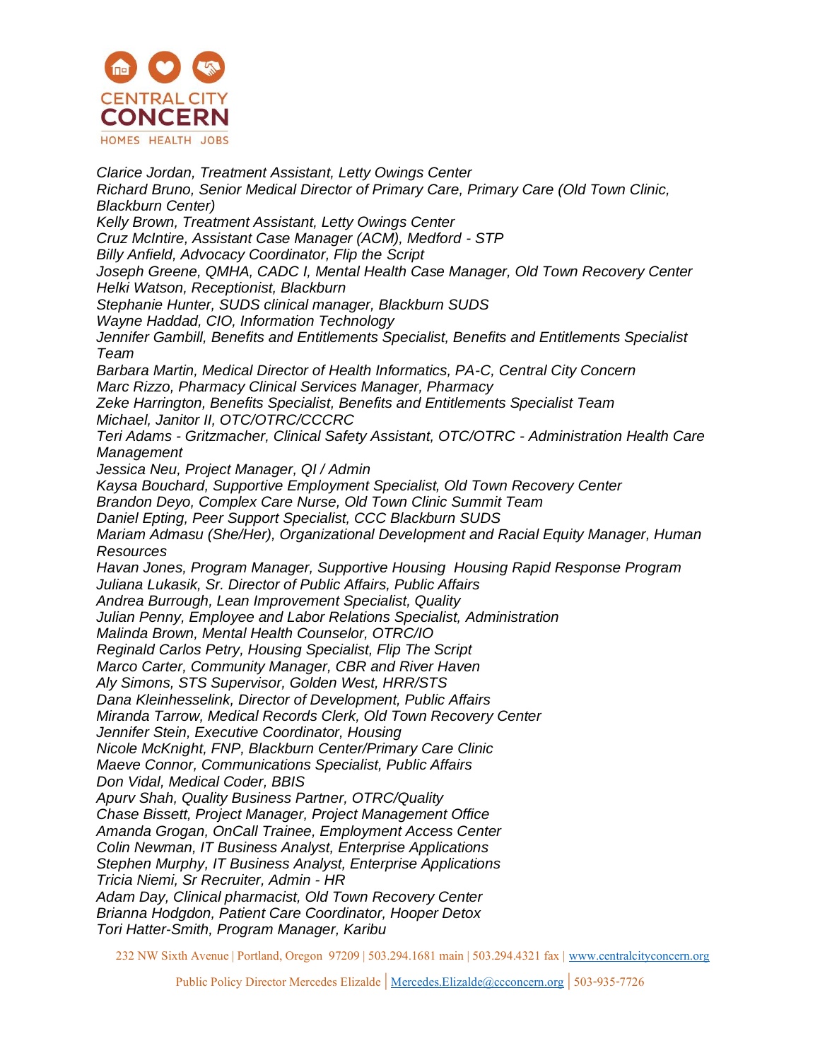*Clarice Jordan, Treatment Assistant, Letty Owings Center*
*Richard Bruno, Senior Medical Director of Primary Care, Primary Care (Old Town Clinic, Blackburn Center)*
*Kelly Brown, Treatment Assistant, Letty Owings Center*
*Cruz McIntire, Assistant Case Manager (ACM), Medford - STP*
*Billy Anfield, Advocacy Coordinator, Flip the Script*
*Joseph Greene, QMHA, CADC I, Mental Health Case Manager, Old Town Recovery Center*
*Helki Watson, Receptionist, Blackburn*
*Stephanie Hunter, SUDS clinical manager, Blackburn SUDS*
*Wayne Haddad, CIO, Information Technology*
*Jennifer Gambill, Benefits and Entitlements Specialist, Benefits and Entitlements Specialist Team*
*Barbara Martin, Medical Director of Health Informatics, PA-C, Central City Concern*
*Marc Rizzo, Pharmacy Clinical Services Manager, Pharmacy*
*Zeke Harrington, Benefits Specialist, Benefits and Entitlements Specialist Team*
*Michael, Janitor II, OTC/OTRC/CCCRC*
*Teri Adams - Gritzmacher, Clinical Safety Assistant, OTC/OTRC - Administration Health Care Management*
*Jessica Neu, Project Manager, QI / Admin*
*Kaysa Bouchard, Supportive Employment Specialist, Old Town Recovery Center*
*Brandon Deyo, Complex Care Nurse, Old Town Clinic Summit Team*
*Daniel Epting, Peer Support Specialist, CCC Blackburn SUDS*
*Mariam Admasu (She/Her), Organizational Development and Racial Equity Manager, Human Resources*
*Havan Jones, Program Manager, Supportive Housing Housing Rapid Response Program*
*Juliana Lukasik, Sr. Director of Public Affairs, Public Affairs*
*Andrea Burrough, Lean Improvement Specialist, Quality*
*Julian Penny, Employee and Labor Relations Specialist, Administration*
*Malinda Brown, Mental Health Counselor, OTRC/IO*
*Reginald Carlos Petry, Housing Specialist, Flip The Script*
*Marco Carter, Community Manager, CBR and River Haven*
*Aly Simons, STS Supervisor, Golden West, HRR/STS*
*Dana Kleinhesselink, Director of Development, Public Affairs*
*Miranda Tarrow, Medical Records Clerk, Old Town Recovery Center*
*Jennifer Stein, Executive Coordinator, Housing*
*Nicole McKnight, FNP, Blackburn Center/Primary Care Clinic*
*Maeve Connor, Communications Specialist, Public Affairs*
*Don Vidal, Medical Coder, BBIS*
*Apurv Shah, Quality Business Partner, OTRC/Quality*
*Chase Bissett, Project Manager, Project Management Office*
*Amanda Grogan, OnCall Trainee, Employment Access Center*
*Colin Newman, IT Business Analyst, Enterprise Applications*
*Stephen Murphy, IT Business Analyst, Enterprise Applications*
*Tricia Niemi, Sr Recruiter, Admin - HR*
*Adam Day, Clinical pharmacist, Old Town Recovery Center*
*Brianna Hodgdon, Patient Care Coordinator, Hooper Detox*
*Tori Hatter-Smith, Program Manager, Karibu*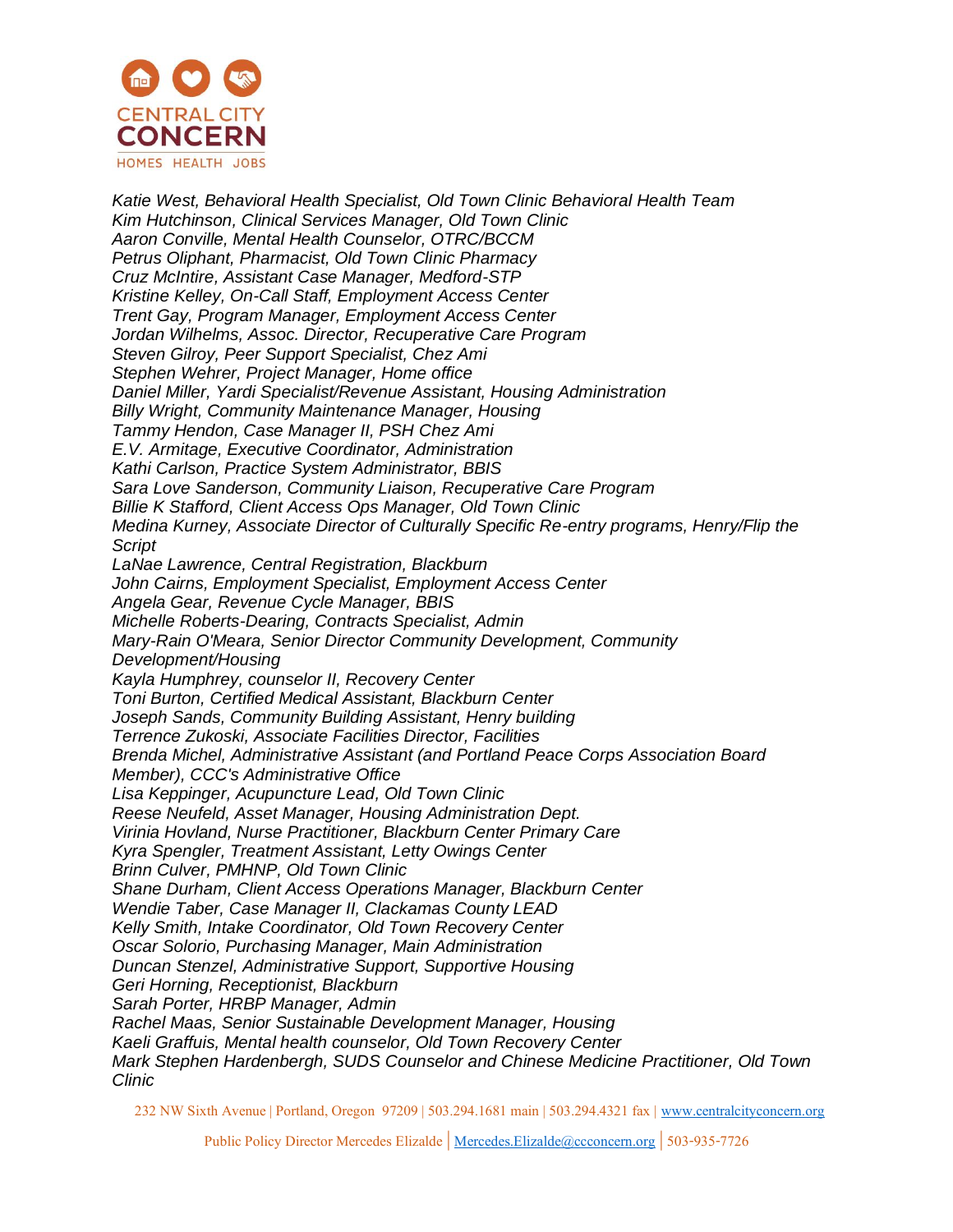CENTRAL CITY CONCERN

HOMES HEALTH JOBS

*Katie West, Behavioral Health Specialist, Old Town Clinic Behavioral Health Team*
*Kim Hutchinson, Clinical Services Manager, Old Town Clinic*
*Aaron Conville, Mental Health Counselor, OTRC/BCCM*
*Petrus Oliphant, Pharmacist, Old Town Clinic Pharmacy*
*Cruz McIntire, Assistant Case Manager, Medford-STP*
*Kristine Kelley, On-Call Staff, Employment Access Center*
*Trent Gay, Program Manager, Employment Access Center*
*Jordan Wilhelms, Assoc. Director, Recuperative Care Program*
*Steven Gilroy, Peer Support Specialist, Chez Ami*
*Stephen Wehrer, Project Manager, Home office*
*Daniel Miller, Yardi Specialist/Revenue Assistant, Housing Administration*
*Billy Wright, Community Maintenance Manager, Housing*
*Tammy Hendon, Case Manager II, PSH Chez Ami*
*E.V. Armitage, Executive Coordinator, Administration*
*Kathi Carlson, Practice System Administrator, BBIS*
*Sara Love Sanderson, Community Liaison, Recuperative Care Program*
*Billie K Stafford, Client Access Ops Manager, Old Town Clinic*
*Medina Kurney, Associate Director of Culturally Specific Re-entry programs, Henry/Flip the Script*
*LaNae Lawrence, Central Registration, Blackburn*
*John Cairns, Employment Specialist, Employment Access Center*
*Angela Gear, Revenue Cycle Manager, BBIS*
*Michelle Roberts-Dearing, Contracts Specialist, Admin*
*Mary-Rain O'Meara, Senior Director Community Development, Community Development/Housing*
*Kayla Humphrey, counselor II, Recovery Center*
*Toni Burton, Certified Medical Assistant, Blackburn Center*
*Joseph Sands, Community Building Assistant, Henry building*
*Terrence Zukoski, Associate Facilities Director, Facilities*
*Brenda Michel, Administrative Assistant (and Portland Peace Corps Association Board Member), CCC's Administrative Office*
*Lisa Keppinger, Acupuncture Lead, Old Town Clinic*
*Reese Neufeld, Asset Manager, Housing Administration Dept.*
*Virinia Hovland, Nurse Practitioner, Blackburn Center Primary Care*
*Kyra Spengler, Treatment Assistant, Letty Owings Center*
*Brinn Culver, PMHNP, Old Town Clinic*
*Shane Durham, Client Access Operations Manager, Blackburn Center*
*Wendie Taber, Case Manager II, Clackamas County LEAD*
*Kelly Smith, Intake Coordinator, Old Town Recovery Center*
*Oscar Solorio, Purchasing Manager, Main Administration*
*Duncan Stenzel, Administrative Support, Supportive Housing*
*Geri Horning, Receptionist, Blackburn*
*Sarah Porter, HRBP Manager, Admin*
*Rachel Maas, Senior Sustainable Development Manager, Housing*
*Kaeli Graffuis, Mental health counselor, Old Town Recovery Center*
*Mark Stephen Hardenbergh, SUDS Counselor and Chinese Medicine Practitioner, Old Town Clinic*

232 NW Sixth Avenue | Portland, Oregon 97209 | 503.294.1681 main | 503.294.4321 fax | www.centralcityconcern.org

Public Policy Director Mercedes Elizalde | Mercedes.Elizalde@ccconcern.org | 503-935-7726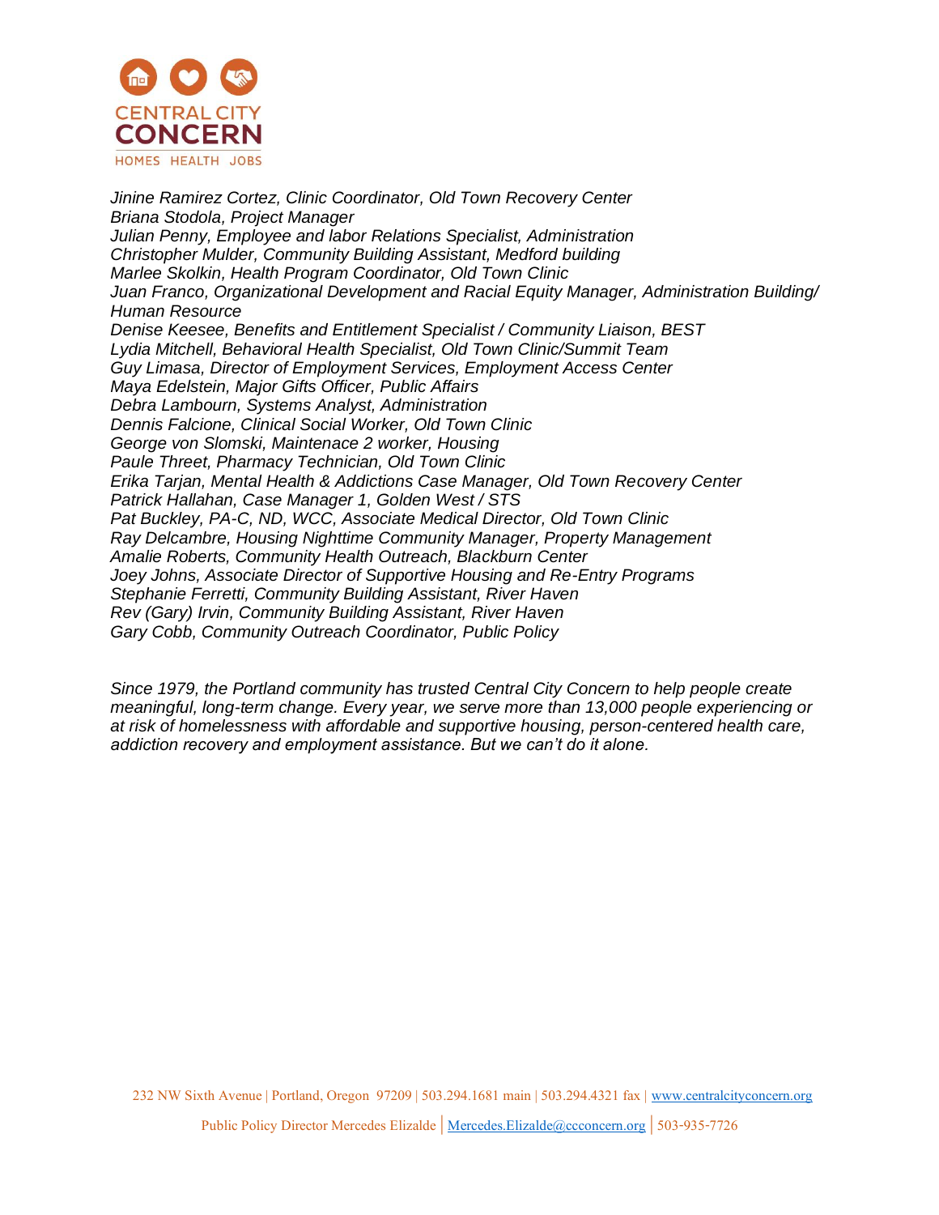*Jinine Ramirez Cortez, Clinic Coordinator, Old Town Recovery Center*
*Briana Stodola, Project Manager*
*Julian Penny, Employee and labor Relations Specialist, Administration*
*Christopher Mulder, Community Building Assistant, Medford building*
*Marlee Skolkin, Health Program Coordinator, Old Town Clinic*
*Juan Franco, Organizational Development and Racial Equity Manager, Administration Building/ Human Resource*
*Denise Keesee, Benefits and Entitlement Specialist / Community Liaison, BEST*
*Lydia Mitchell, Behavioral Health Specialist, Old Town Clinic/Summit Team*
*Guy Limasa, Director of Employment Services, Employment Access Center*
*Maya Edelstein, Major Gifts Officer, Public Affairs*
*Debra Lambourn, Systems Analyst, Administration*
*Dennis Falcione, Clinical Social Worker, Old Town Clinic*
*George von Slomski, Maintenace 2 worker, Housing*
*Paule Threet, Pharmacy Technician, Old Town Clinic*
*Erika Tarjan, Mental Health & Addictions Case Manager, Old Town Recovery Center*
*Patrick Hallahan, Case Manager 1, Golden West / STS*
*Pat Buckley, PA-C, ND, WCC, Associate Medical Director, Old Town Clinic*
*Ray Delcambre, Housing Nighttime Community Manager, Property Management*
*Amalie Roberts, Community Health Outreach, Blackburn Center*
*Joey Johns, Associate Director of Supportive Housing and Re-Entry Programs*
*Stephanie Ferretti, Community Building Assistant, River Haven*
*Rev (Gary) Irvin, Community Building Assistant, River Haven*
*Gary Cobb, Community Outreach Coordinator, Public Policy*

*Since 1979, the Portland community has trusted Central City Concern to help people create meaningful, long-term change. Every year, we serve more than 13,000 people experiencing or at risk of homelessness with affordable and supportive housing, person-centered health care, addiction recovery and employment assistance. But we can't do it alone.*